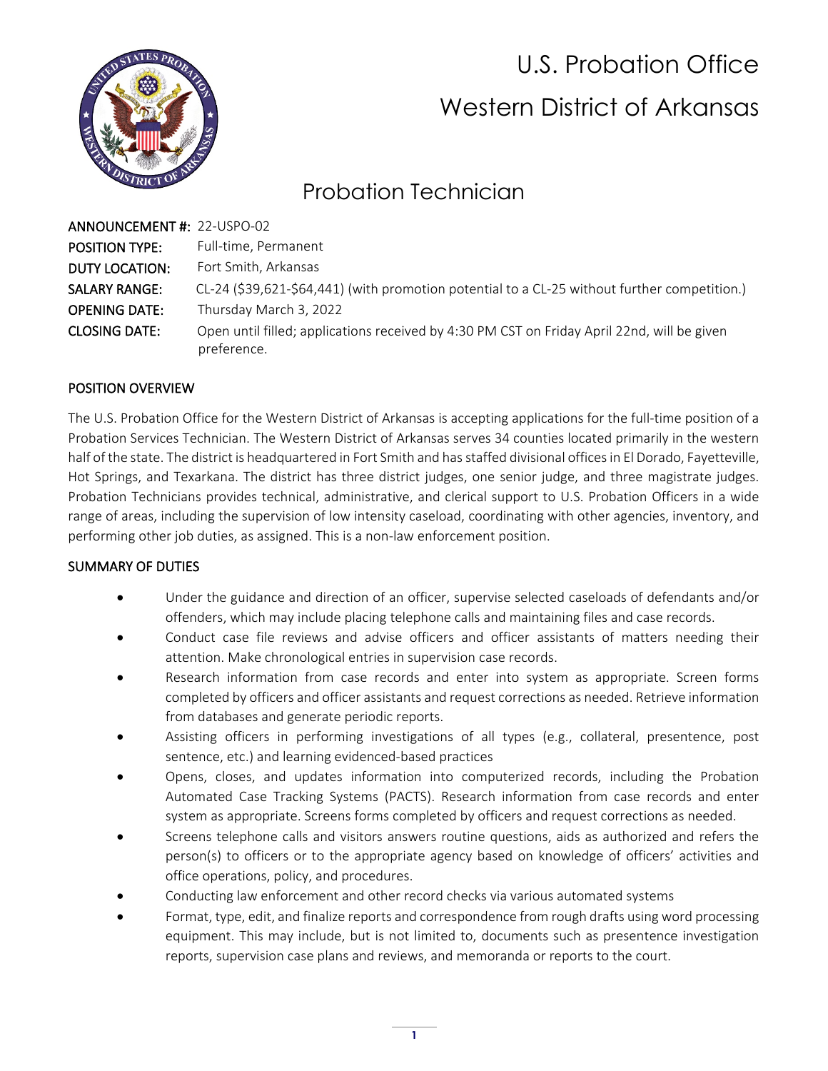# U.S. Probation Office

# Western District of Arkansas

## Probation Technician

**ANNOUNCEMENT #:** 22-USPO-02
**POSITION TYPE:** Full-time, Permanent
**DUTY LOCATION:** Fort Smith, Arkansas
**SALARY RANGE:** CL-24 ($39,621-$64,441) (with promotion potential to a CL-25 without further competition.)
**OPENING DATE:** Thursday March 3, 2022
**CLOSING DATE:** Open until filled; applications received by 4:30 PM CST on Friday April 22nd, will be given preference.

### POSITION OVERVIEW

The U.S. Probation Office for the Western District of Arkansas is accepting applications for the full-time position of a Probation Services Technician. The Western District of Arkansas serves 34 counties located primarily in the western half of the state. The district is headquartered in Fort Smith and has staffed divisional offices in El Dorado, Fayetteville, Hot Springs, and Texarkana. The district has three district judges, one senior judge, and three magistrate judges. Probation Technicians provides technical, administrative, and clerical support to U.S. Probation Officers in a wide range of areas, including the supervision of low intensity caseload, coordinating with other agencies, inventory, and performing other job duties, as assigned. This is a non-law enforcement position.

### SUMMARY OF DUTIES

- Under the guidance and direction of an officer, supervise selected caseloads of defendants and/or offenders, which may include placing telephone calls and maintaining files and case records.
- Conduct case file reviews and advise officers and officer assistants of matters needing their attention. Make chronological entries in supervision case records.
- Research information from case records and enter into system as appropriate. Screen forms completed by officers and officer assistants and request corrections as needed. Retrieve information from databases and generate periodic reports.
- Assisting officers in performing investigations of all types (e.g., collateral, presentence, post sentence, etc.) and learning evidenced-based practices
- Opens, closes, and updates information into computerized records, including the Probation Automated Case Tracking Systems (PACTS). Research information from case records and enter system as appropriate. Screens forms completed by officers and request corrections as needed.
- Screens telephone calls and visitors answers routine questions, aids as authorized and refers the person(s) to officers or to the appropriate agency based on knowledge of officers' activities and office operations, policy, and procedures.
- Conducting law enforcement and other record checks via various automated systems
- Format, type, edit, and finalize reports and correspondence from rough drafts using word processing equipment. This may include, but is not limited to, documents such as presentence investigation reports, supervision case plans and reviews, and memoranda or reports to the court.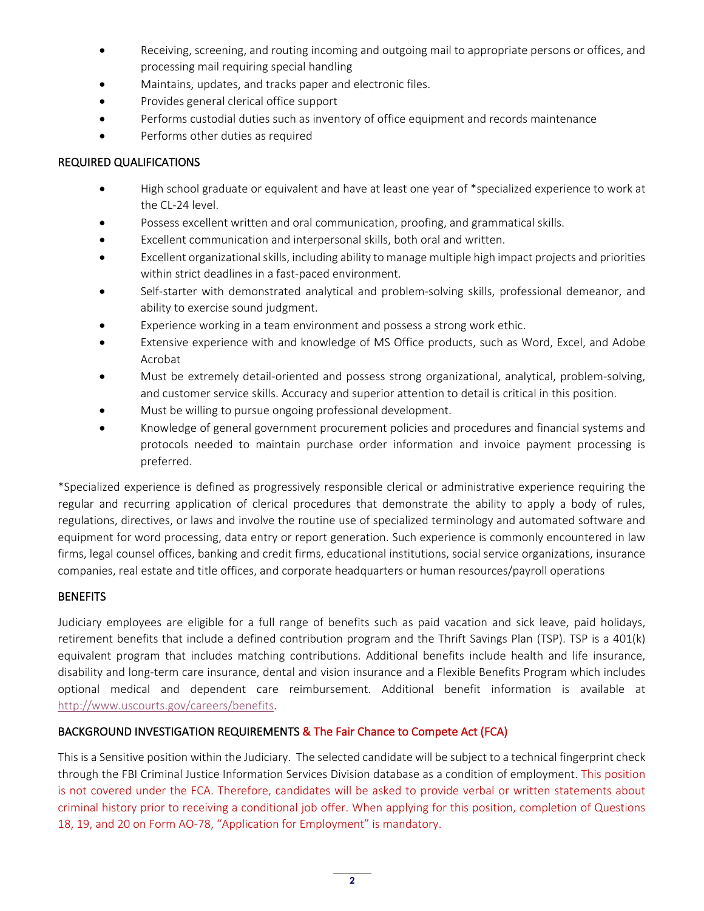- Receiving, screening, and routing incoming and outgoing mail to appropriate persons or offices, and processing mail requiring special handling
- Maintains, updates, and tracks paper and electronic files.
- Provides general clerical office support
- Performs custodial duties such as inventory of office equipment and records maintenance
- Performs other duties as required

## REQUIRED QUALIFICATIONS

- High school graduate or equivalent and have at least one year of *specialized experience to work at the CL-24 level.
- Possess excellent written and oral communication, proofing, and grammatical skills.
- Excellent communication and interpersonal skills, both oral and written.
- Excellent organizational skills, including ability to manage multiple high impact projects and priorities within strict deadlines in a fast-paced environment.
- Self-starter with demonstrated analytical and problem-solving skills, professional demeanor, and ability to exercise sound judgment.
- Experience working in a team environment and possess a strong work ethic.
- Extensive experience with and knowledge of MS Office products, such as Word, Excel, and Adobe Acrobat
- Must be extremely detail-oriented and possess strong organizational, analytical, problem-solving, and customer service skills. Accuracy and superior attention to detail is critical in this position.
- Must be willing to pursue ongoing professional development.
- Knowledge of general government procurement policies and procedures and financial systems and protocols needed to maintain purchase order information and invoice payment processing is preferred.

*Specialized experience is defined as progressively responsible clerical or administrative experience requiring the regular and recurring application of clerical procedures that demonstrate the ability to apply a body of rules, regulations, directives, or laws and involve the routine use of specialized terminology and automated software and equipment for word processing, data entry or report generation. Such experience is commonly encountered in law firms, legal counsel offices, banking and credit firms, educational institutions, social service organizations, insurance companies, real estate and title offices, and corporate headquarters or human resources/payroll operations

## BENEFITS

Judiciary employees are eligible for a full range of benefits such as paid vacation and sick leave, paid holidays, retirement benefits that include a defined contribution program and the Thrift Savings Plan (TSP). TSP is a 401(k) equivalent program that includes matching contributions. Additional benefits include health and life insurance, disability and long-term care insurance, dental and vision insurance and a Flexible Benefits Program which includes optional medical and dependent care reimbursement. Additional benefit information is available at http://www.uscourts.gov/careers/benefits.

## BACKGROUND INVESTIGATION REQUIREMENTS & The Fair Chance to Compete Act (FCA)

This is a Sensitive position within the Judiciary. The selected candidate will be subject to a technical fingerprint check through the FBI Criminal Justice Information Services Division database as a condition of employment. This position is not covered under the FCA. Therefore, candidates will be asked to provide verbal or written statements about criminal history prior to receiving a conditional job offer. When applying for this position, completion of Questions 18, 19, and 20 on Form AO-78, "Application for Employment" is mandatory.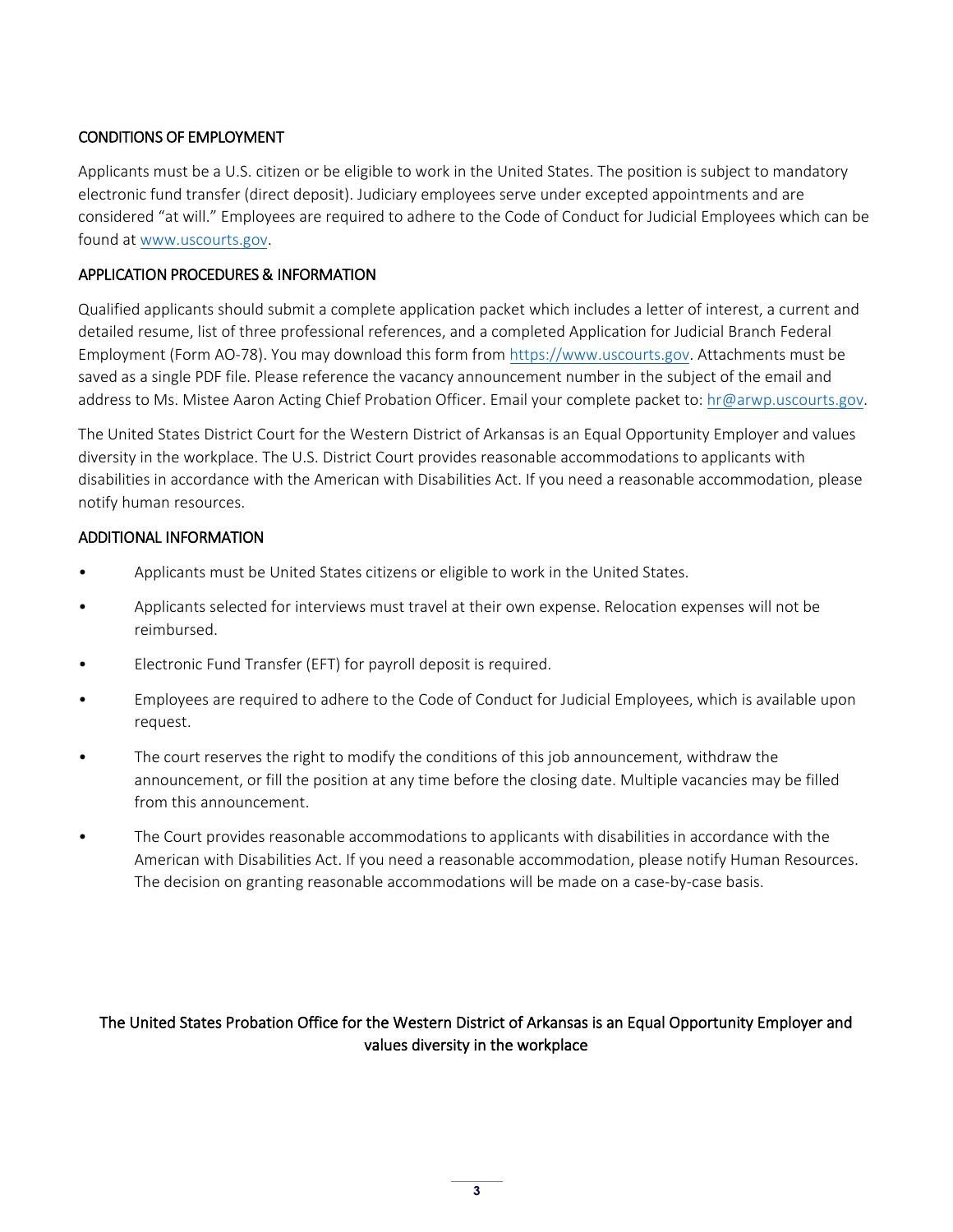## CONDITIONS OF EMPLOYMENT

Applicants must be a U.S. citizen or be eligible to work in the United States. The position is subject to mandatory electronic fund transfer (direct deposit). Judiciary employees serve under excepted appointments and are considered "at will." Employees are required to adhere to the Code of Conduct for Judicial Employees which can be found at www.uscourts.gov.

## APPLICATION PROCEDURES & INFORMATION

Qualified applicants should submit a complete application packet which includes a letter of interest, a current and detailed resume, list of three professional references, and a completed Application for Judicial Branch Federal Employment (Form AO-78). You may download this form from https://www.uscourts.gov. Attachments must be saved as a single PDF file. Please reference the vacancy announcement number in the subject of the email and address to Ms. Mistee Aaron Acting Chief Probation Officer. Email your complete packet to: hr@arwp.uscourts.gov.

The United States District Court for the Western District of Arkansas is an Equal Opportunity Employer and values diversity in the workplace. The U.S. District Court provides reasonable accommodations to applicants with disabilities in accordance with the American with Disabilities Act. If you need a reasonable accommodation, please notify human resources.

## ADDITIONAL INFORMATION

- Applicants must be United States citizens or eligible to work in the United States.
- Applicants selected for interviews must travel at their own expense. Relocation expenses will not be reimbursed.
- Electronic Fund Transfer (EFT) for payroll deposit is required.
- Employees are required to adhere to the Code of Conduct for Judicial Employees, which is available upon request.
- The court reserves the right to modify the conditions of this job announcement, withdraw the announcement, or fill the position at any time before the closing date. Multiple vacancies may be filled from this announcement.
- The Court provides reasonable accommodations to applicants with disabilities in accordance with the American with Disabilities Act. If you need a reasonable accommodation, please notify Human Resources. The decision on granting reasonable accommodations will be made on a case-by-case basis.

The United States Probation Office for the Western District of Arkansas is an Equal Opportunity Employer and values diversity in the workplace